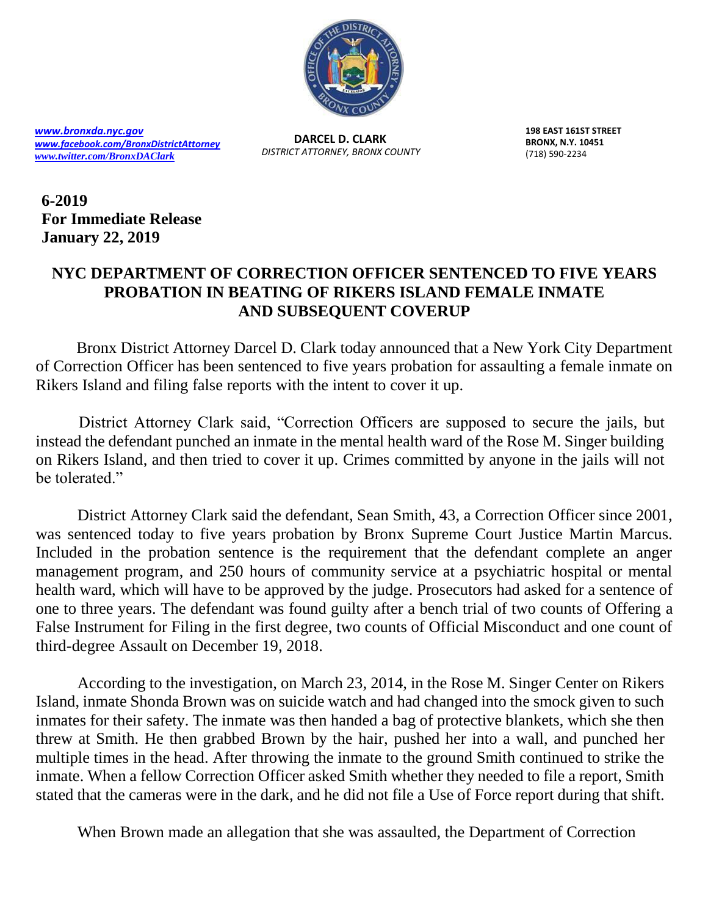[www.bronxda.nyc.gov](http://www.bronxda.nyc.gov)
[www.facebook.com/BronxDistrictAttorney](http://www.facebook.com/BronxDistrictAttorney)
[www.twitter.com/BronxDAClark](http://www.twitter.com/BronxDAClark)

**DARCEL D. CLARK**
*DISTRICT ATTORNEY, BRONX COUNTY*

**198 EAST 161ST STREET**
**BRONX, N.Y. 10451**
(718) 590-2234

**6-2019**
**For Immediate Release**
**January 22, 2019**

# NYC DEPARTMENT OF CORRECTION OFFICER SENTENCED TO FIVE YEARS PROBATION IN BEATING OF RIKERS ISLAND FEMALE INMATE AND SUBSEQUENT COVERUP

Bronx District Attorney Darcel D. Clark today announced that a New York City Department of Correction Officer has been sentenced to five years probation for assaulting a female inmate on Rikers Island and filing false reports with the intent to cover it up.

District Attorney Clark said, "Correction Officers are supposed to secure the jails, but instead the defendant punched an inmate in the mental health ward of the Rose M. Singer building on Rikers Island, and then tried to cover it up. Crimes committed by anyone in the jails will not be tolerated."

District Attorney Clark said the defendant, Sean Smith, 43, a Correction Officer since 2001, was sentenced today to five years probation by Bronx Supreme Court Justice Martin Marcus. Included in the probation sentence is the requirement that the defendant complete an anger management program, and 250 hours of community service at a psychiatric hospital or mental health ward, which will have to be approved by the judge. Prosecutors had asked for a sentence of one to three years. The defendant was found guilty after a bench trial of two counts of Offering a False Instrument for Filing in the first degree, two counts of Official Misconduct and one count of third-degree Assault on December 19, 2018.

According to the investigation, on March 23, 2014, in the Rose M. Singer Center on Rikers Island, inmate Shonda Brown was on suicide watch and had changed into the smock given to such inmates for their safety. The inmate was then handed a bag of protective blankets, which she then threw at Smith. He then grabbed Brown by the hair, pushed her into a wall, and punched her multiple times in the head. After throwing the inmate to the ground Smith continued to strike the inmate. When a fellow Correction Officer asked Smith whether they needed to file a report, Smith stated that the cameras were in the dark, and he did not file a Use of Force report during that shift.

When Brown made an allegation that she was assaulted, the Department of Correction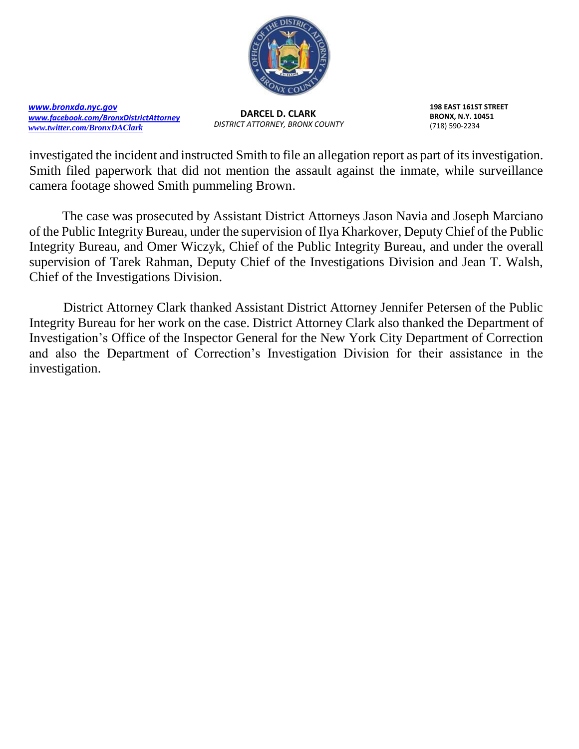investigated the incident and instructed Smith to file an allegation report as part of its investigation. Smith filed paperwork that did not mention the assault against the inmate, while surveillance camera footage showed Smith pummeling Brown.

The case was prosecuted by Assistant District Attorneys Jason Navia and Joseph Marciano of the Public Integrity Bureau, under the supervision of Ilya Kharkover, Deputy Chief of the Public Integrity Bureau, and Omer Wiczyk, Chief of the Public Integrity Bureau, and under the overall supervision of Tarek Rahman, Deputy Chief of the Investigations Division and Jean T. Walsh, Chief of the Investigations Division.

District Attorney Clark thanked Assistant District Attorney Jennifer Petersen of the Public Integrity Bureau for her work on the case. District Attorney Clark also thanked the Department of Investigation's Office of the Inspector General for the New York City Department of Correction and also the Department of Correction's Investigation Division for their assistance in the investigation.